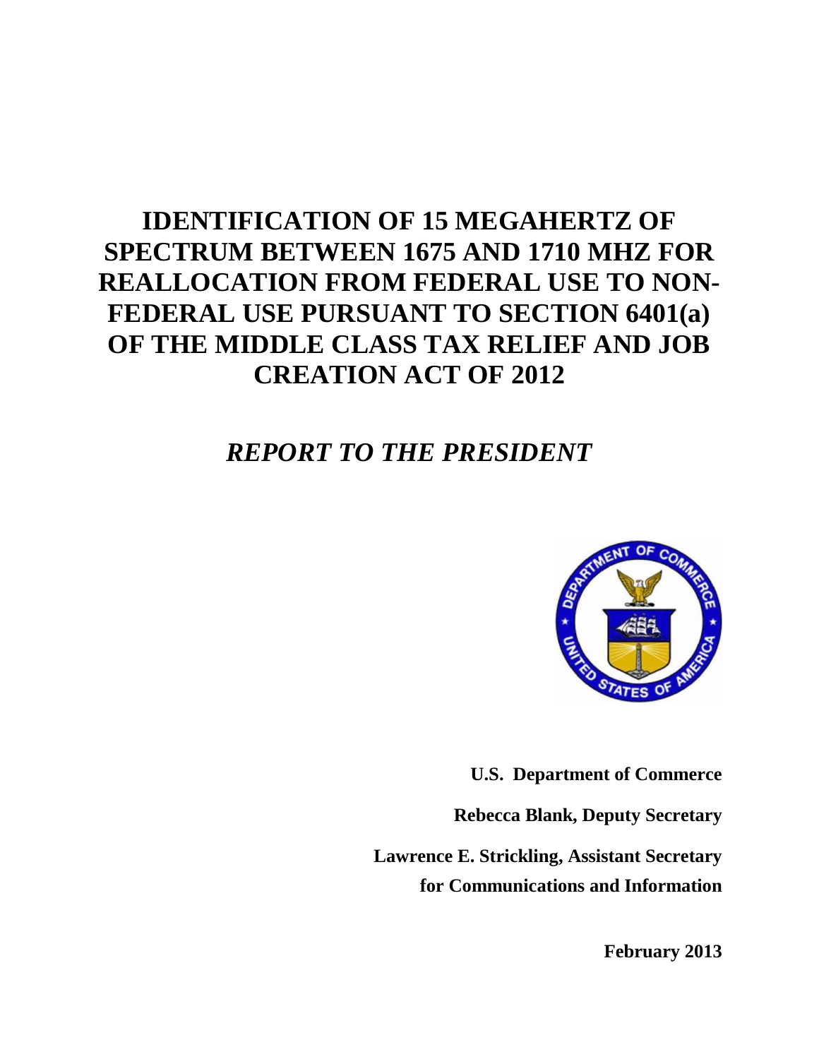# IDENTIFICATION OF 15 MEGAHERTZ OF SPECTRUM BETWEEN 1675 AND 1710 MHZ FOR REALLOCATION FROM FEDERAL USE TO NON-FEDERAL USE PURSUANT TO SECTION 6401(a) OF THE MIDDLE CLASS TAX RELIEF AND JOB CREATION ACT OF 2012

## *REPORT TO THE PRESIDENT*

**U.S. Department of Commerce**

**Rebecca Blank, Deputy Secretary**

**Lawrence E. Strickling, Assistant Secretary for Communications and Information**

**February 2013**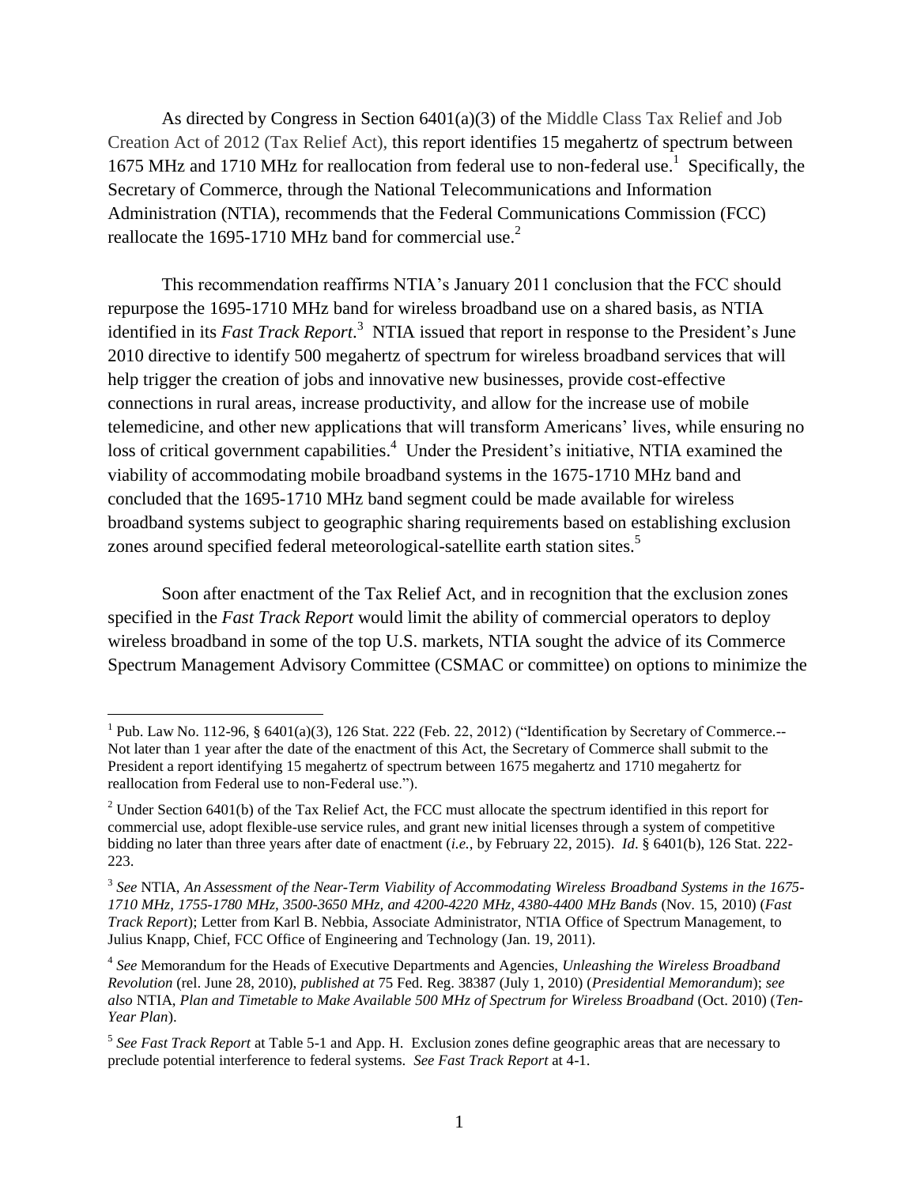As directed by Congress in Section 6401(a)(3) of the Middle Class Tax Relief and Job Creation Act of 2012 (Tax Relief Act), this report identifies 15 megahertz of spectrum between 1675 MHz and 1710 MHz for reallocation from federal use to non-federal use.[1] Specifically, the Secretary of Commerce, through the National Telecommunications and Information Administration (NTIA), recommends that the Federal Communications Commission (FCC) reallocate the 1695-1710 MHz band for commercial use.[2]

This recommendation reaffirms NTIA's January 2011 conclusion that the FCC should repurpose the 1695-1710 MHz band for wireless broadband use on a shared basis, as NTIA identified in its *Fast Track Report*.[3] NTIA issued that report in response to the President's June 2010 directive to identify 500 megahertz of spectrum for wireless broadband services that will help trigger the creation of jobs and innovative new businesses, provide cost-effective connections in rural areas, increase productivity, and allow for the increase use of mobile telemedicine, and other new applications that will transform Americans' lives, while ensuring no loss of critical government capabilities.[4] Under the President's initiative, NTIA examined the viability of accommodating mobile broadband systems in the 1675-1710 MHz band and concluded that the 1695-1710 MHz band segment could be made available for wireless broadband systems subject to geographic sharing requirements based on establishing exclusion zones around specified federal meteorological-satellite earth station sites.[5]

Soon after enactment of the Tax Relief Act, and in recognition that the exclusion zones specified in the *Fast Track Report* would limit the ability of commercial operators to deploy wireless broadband in some of the top U.S. markets, NTIA sought the advice of its Commerce Spectrum Management Advisory Committee (CSMAC or committee) on options to minimize the

---

[1] Pub. Law No. 112-96, § 6401(a)(3), 126 Stat. 222 (Feb. 22, 2012) ("Identification by Secretary of Commerce.-- Not later than 1 year after the date of the enactment of this Act, the Secretary of Commerce shall submit to the President a report identifying 15 megahertz of spectrum between 1675 megahertz and 1710 megahertz for reallocation from Federal use to non-Federal use.").

[2] Under Section 6401(b) of the Tax Relief Act, the FCC must allocate the spectrum identified in this report for commercial use, adopt flexible-use service rules, and grant new initial licenses through a system of competitive bidding no later than three years after date of enactment (*i.e.*, by February 22, 2015). *Id*. § 6401(b), 126 Stat. 222-223.

[3] *See* NTIA, *An Assessment of the Near-Term Viability of Accommodating Wireless Broadband Systems in the 1675-1710 MHz, 1755-1780 MHz, 3500-3650 MHz, and 4200-4220 MHz, 4380-4400 MHz Bands* (Nov. 15, 2010) (*Fast Track Report*); Letter from Karl B. Nebbia, Associate Administrator, NTIA Office of Spectrum Management, to Julius Knapp, Chief, FCC Office of Engineering and Technology (Jan. 19, 2011).

[4] *See* Memorandum for the Heads of Executive Departments and Agencies, *Unleashing the Wireless Broadband Revolution* (rel. June 28, 2010), *published at* 75 Fed. Reg. 38387 (July 1, 2010) (*Presidential Memorandum*); *see also* NTIA, *Plan and Timetable to Make Available 500 MHz of Spectrum for Wireless Broadband* (Oct. 2010) (*Ten-Year Plan*).

[5] *See Fast Track Report* at Table 5-1 and App. H. Exclusion zones define geographic areas that are necessary to preclude potential interference to federal systems. *See Fast Track Report* at 4-1.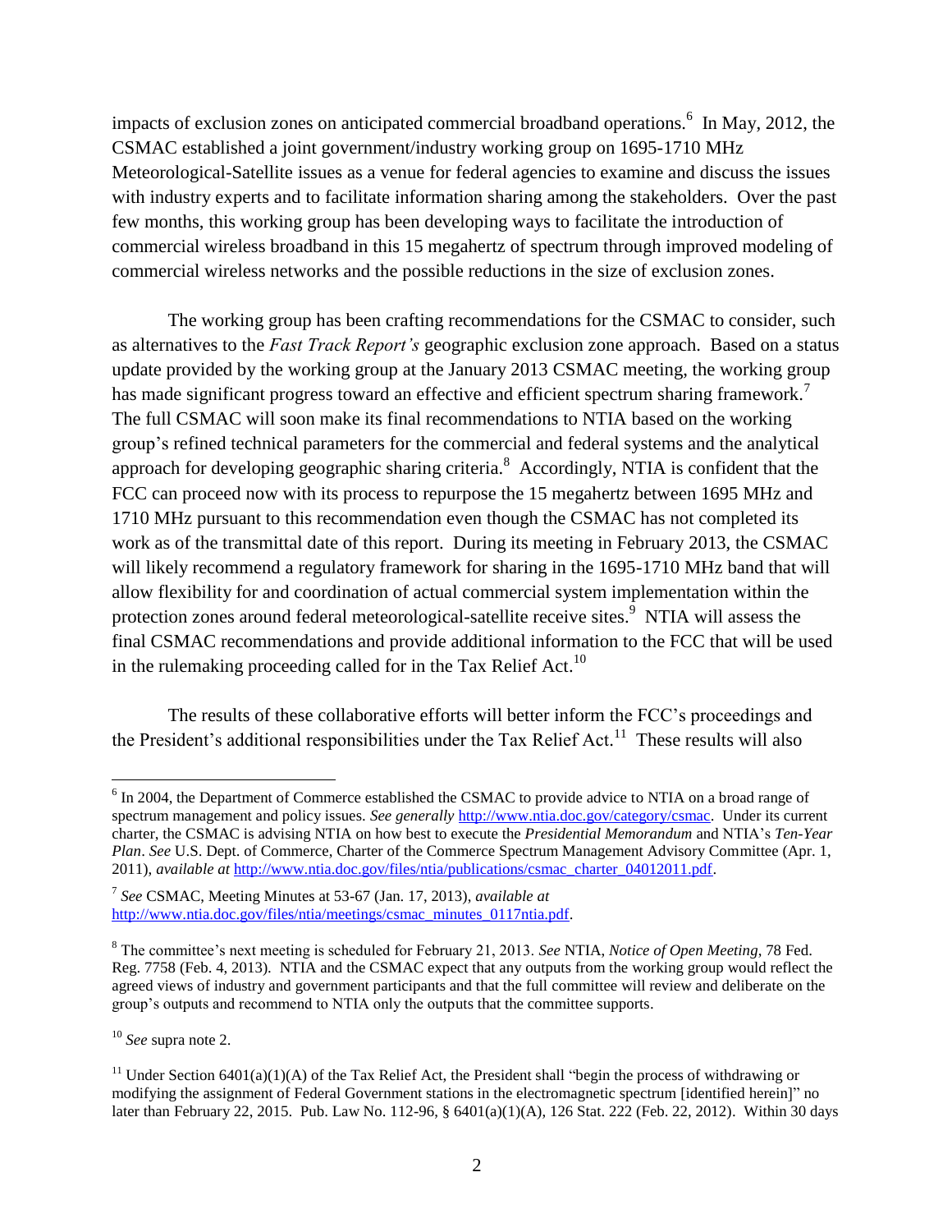impacts of exclusion zones on anticipated commercial broadband operations.[6] In May, 2012, the CSMAC established a joint government/industry working group on 1695-1710 MHz Meteorological-Satellite issues as a venue for federal agencies to examine and discuss the issues with industry experts and to facilitate information sharing among the stakeholders. Over the past few months, this working group has been developing ways to facilitate the introduction of commercial wireless broadband in this 15 megahertz of spectrum through improved modeling of commercial wireless networks and the possible reductions in the size of exclusion zones.

The working group has been crafting recommendations for the CSMAC to consider, such as alternatives to the *Fast Track Report's* geographic exclusion zone approach. Based on a status update provided by the working group at the January 2013 CSMAC meeting, the working group has made significant progress toward an effective and efficient spectrum sharing framework.[7] The full CSMAC will soon make its final recommendations to NTIA based on the working group's refined technical parameters for the commercial and federal systems and the analytical approach for developing geographic sharing criteria.[8] Accordingly, NTIA is confident that the FCC can proceed now with its process to repurpose the 15 megahertz between 1695 MHz and 1710 MHz pursuant to this recommendation even though the CSMAC has not completed its work as of the transmittal date of this report. During its meeting in February 2013, the CSMAC will likely recommend a regulatory framework for sharing in the 1695-1710 MHz band that will allow flexibility for and coordination of actual commercial system implementation within the protection zones around federal meteorological-satellite receive sites.[9] NTIA will assess the final CSMAC recommendations and provide additional information to the FCC that will be used in the rulemaking proceeding called for in the Tax Relief Act.[10]

The results of these collaborative efforts will better inform the FCC's proceedings and the President's additional responsibilities under the Tax Relief Act.[11] These results will also

---

[6] In 2004, the Department of Commerce established the CSMAC to provide advice to NTIA on a broad range of spectrum management and policy issues. *See generally* http://www.ntia.doc.gov/category/csmac. Under its current charter, the CSMAC is advising NTIA on how best to execute the *Presidential Memorandum* and NTIA's *Ten-Year Plan*. *See* U.S. Dept. of Commerce, Charter of the Commerce Spectrum Management Advisory Committee (Apr. 1, 2011), *available at* http://www.ntia.doc.gov/files/ntia/publications/csmac_charter_04012011.pdf.

[7] *See* CSMAC, Meeting Minutes at 53-67 (Jan. 17, 2013), *available at* http://www.ntia.doc.gov/files/ntia/meetings/csmac_minutes_0117ntia.pdf.

[8] The committee's next meeting is scheduled for February 21, 2013. *See* NTIA, *Notice of Open Meeting*, 78 Fed. Reg. 7758 (Feb. 4, 2013). NTIA and the CSMAC expect that any outputs from the working group would reflect the agreed views of industry and government participants and that the full committee will review and deliberate on the group's outputs and recommend to NTIA only the outputs that the committee supports.

[10] *See* supra note 2.

[11] Under Section 6401(a)(1)(A) of the Tax Relief Act, the President shall "begin the process of withdrawing or modifying the assignment of Federal Government stations in the electromagnetic spectrum [identified herein]" no later than February 22, 2015. Pub. Law No. 112-96, § 6401(a)(1)(A), 126 Stat. 222 (Feb. 22, 2012). Within 30 days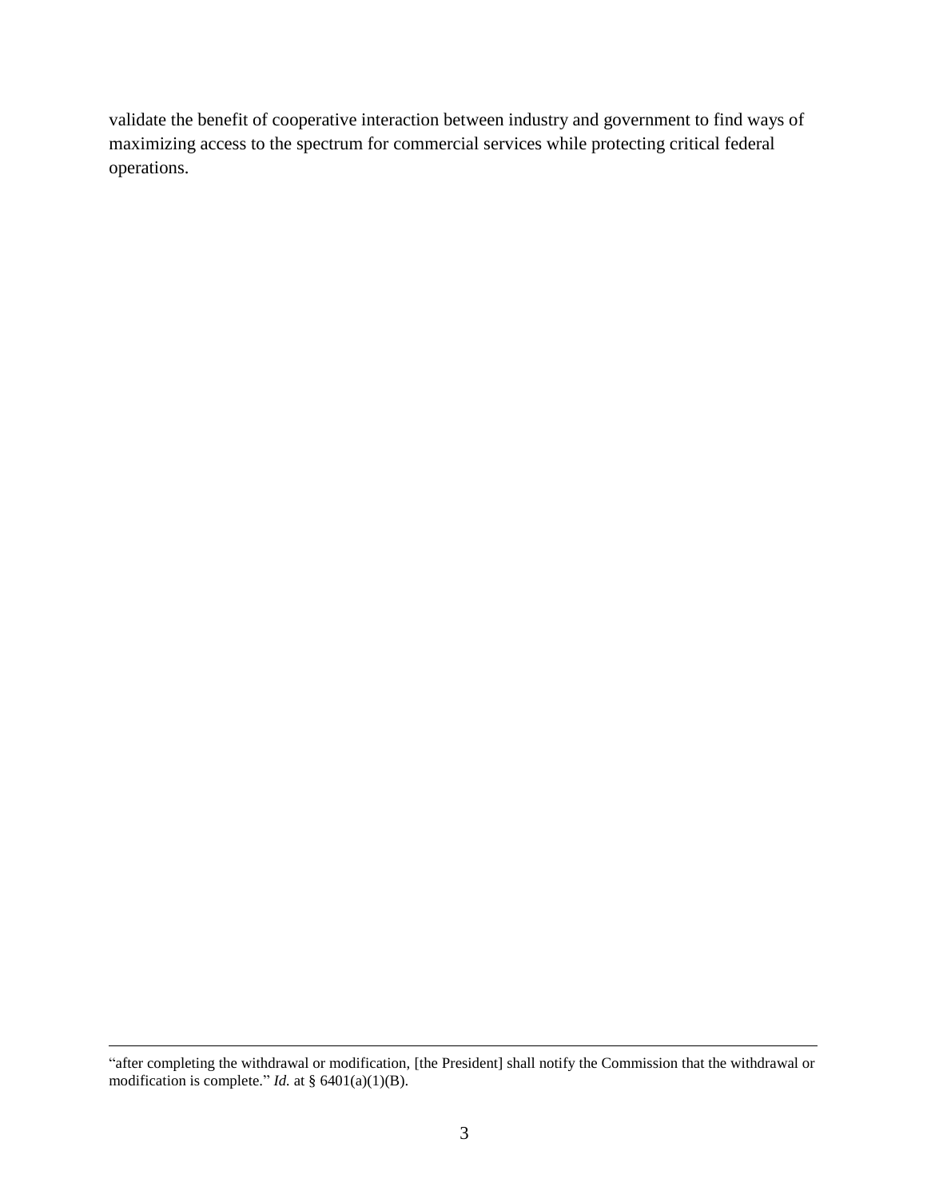validate the benefit of cooperative interaction between industry and government to find ways of maximizing access to the spectrum for commercial services while protecting critical federal operations.

---

"after completing the withdrawal or modification, [the President] shall notify the Commission that the withdrawal or modification is complete." *Id.* at § 6401(a)(1)(B).